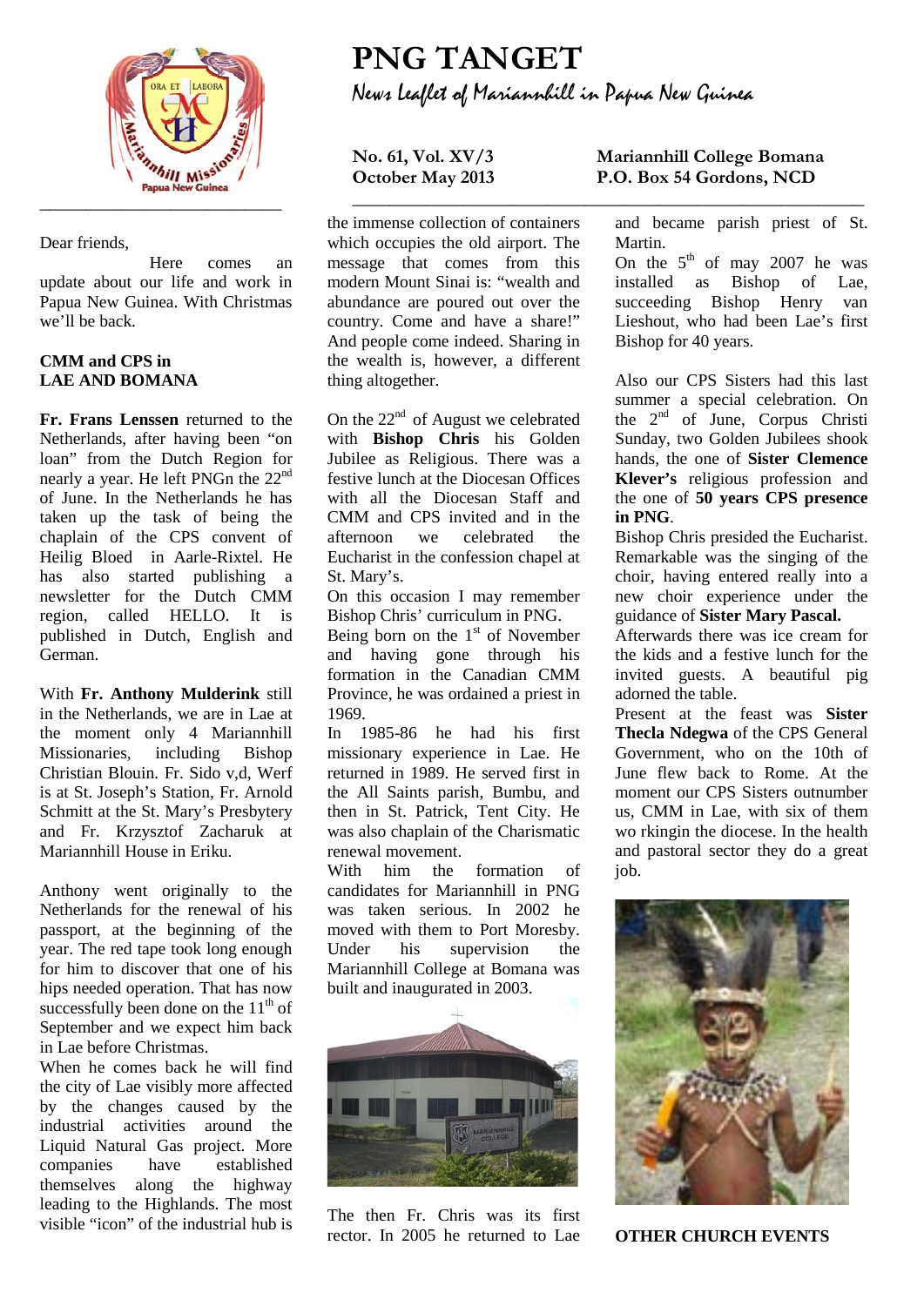# PNG TANGET

News Leaflet of Mariannhill in Papua New Guinea

**No. 61, Vol. XV/3**
**October May 2013**

**Mariannhill College Bomana**
**P.O. Box 54 Gordons, NCD**

Dear friends,

Here comes an update about our life and work in Papua New Guinea. With Christmas we'll be back.

**CMM and CPS in LAE AND BOMANA**

**Fr. Frans Lenssen** returned to the Netherlands, after having been "on loan" from the Dutch Region for nearly a year. He left PNGn the 22nd of June. In the Netherlands he has taken up the task of being the chaplain of the CPS convent of Heilig Bloed in Aarle-Rixtel. He has also started publishing a newsletter for the Dutch CMM region, called HELLO. It is published in Dutch, English and German.

With **Fr. Anthony Mulderink** still in the Netherlands, we are in Lae at the moment only 4 Mariannhill Missionaries, including Bishop Christian Blouin. Fr. Sido v,d, Werf is at St. Joseph's Station, Fr. Arnold Schmitt at the St. Mary's Presbytery and Fr. Krzysztof Zacharuk at Mariannhill House in Eriku.

Anthony went originally to the Netherlands for the renewal of his passport, at the beginning of the year. The red tape took long enough for him to discover that one of his hips needed operation. That has now successfully been done on the 11th of September and we expect him back in Lae before Christmas.

When he comes back he will find the city of Lae visibly more affected by the changes caused by the industrial activities around the Liquid Natural Gas project. More companies have established themselves along the highway leading to the Highlands. The most visible "icon" of the industrial hub is the immense collection of containers which occupies the old airport. The message that comes from this modern Mount Sinai is: "wealth and abundance are poured out over the country. Come and have a share!" And people come indeed. Sharing in the wealth is, however, a different thing altogether.

On the 22nd of August we celebrated with **Bishop Chris** his Golden Jubilee as Religious. There was a festive lunch at the Diocesan Offices with all the Diocesan Staff and CMM and CPS invited and in the afternoon we celebrated the Eucharist in the confession chapel at St. Mary's.

On this occasion I may remember Bishop Chris' curriculum in PNG.

Being born on the 1st of November and having gone through his formation in the Canadian CMM Province, he was ordained a priest in 1969.

In 1985-86 he had his first missionary experience in Lae. He returned in 1989. He served first in the All Saints parish, Bumbu, and then in St. Patrick, Tent City. He was also chaplain of the Charismatic renewal movement.

With him the formation of candidates for Mariannhill in PNG was taken serious. In 2002 he moved with them to Port Moresby. Under his supervision the Mariannhill College at Bomana was built and inaugurated in 2003.

The then Fr. Chris was its first rector. In 2005 he returned to Lae and became parish priest of St. Martin.

On the 5th of may 2007 he was installed as Bishop of Lae, succeeding Bishop Henry van Lieshout, who had been Lae's first Bishop for 40 years.

Also our CPS Sisters had this last summer a special celebration. On the 2nd of June, Corpus Christi Sunday, two Golden Jubilees shook hands, the one of **Sister Clemence Klever's** religious profession and the one of **50 years CPS presence in PNG**.

Bishop Chris presided the Eucharist. Remarkable was the singing of the choir, having entered really into a new choir experience under the guidance of **Sister Mary Pascal.**

Afterwards there was ice cream for the kids and a festive lunch for the invited guests. A beautiful pig adorned the table.

Present at the feast was **Sister Thecla Ndegwa** of the CPS General Government, who on the 10th of June flew back to Rome. At the moment our CPS Sisters outnumber us, CMM in Lae, with six of them wo rkingin the diocese. In the health and pastoral sector they do a great job.

**OTHER CHURCH EVENTS**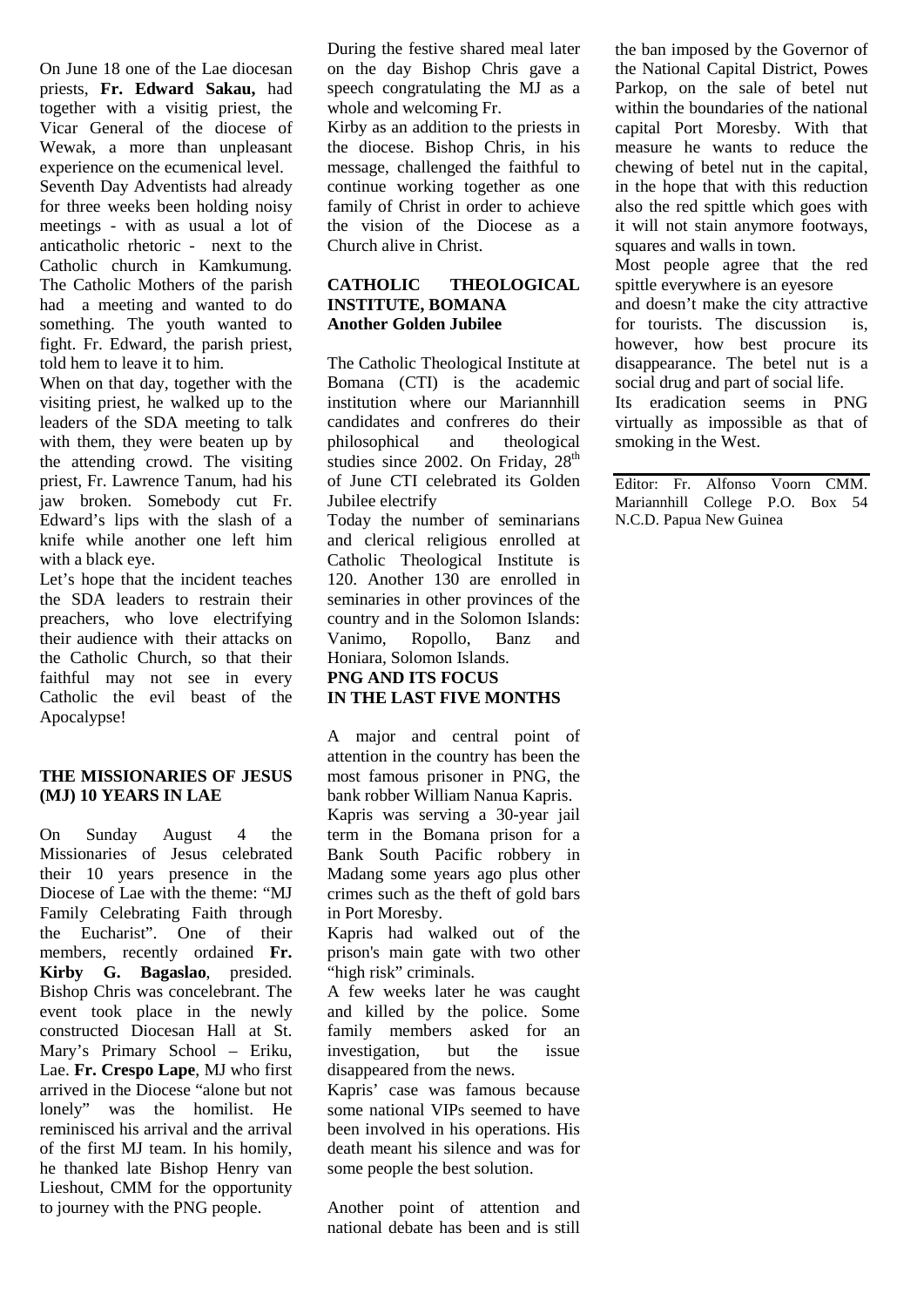On June 18 one of the Lae diocesan priests, **Fr. Edward Sakau,** had together with a visitig priest, the Vicar General of the diocese of Wewak, a more than unpleasant experience on the ecumenical level.

Seventh Day Adventists had already for three weeks been holding noisy meetings - with as usual a lot of anticatholic rhetoric - next to the Catholic church in Kamkumung. The Catholic Mothers of the parish had a meeting and wanted to do something. The youth wanted to fight. Fr. Edward, the parish priest, told hem to leave it to him.

When on that day, together with the visiting priest, he walked up to the leaders of the SDA meeting to talk with them, they were beaten up by the attending crowd. The visiting priest, Fr. Lawrence Tanum, had his jaw broken. Somebody cut Fr. Edward's lips with the slash of a knife while another one left him with a black eye.

Let's hope that the incident teaches the SDA leaders to restrain their preachers, who love electrifying their audience with their attacks on the Catholic Church, so that their faithful may not see in every Catholic the evil beast of the Apocalypse!

## THE MISSIONARIES OF JESUS (MJ) 10 YEARS IN LAE

On Sunday August 4 the Missionaries of Jesus celebrated their 10 years presence in the Diocese of Lae with the theme: "MJ Family Celebrating Faith through the Eucharist". One of their members, recently ordained **Fr. Kirby G. Bagaslao**, presided. Bishop Chris was concelebrant. The event took place in the newly constructed Diocesan Hall at St. Mary's Primary School – Eriku, Lae. **Fr. Crespo Lape**, MJ who first arrived in the Diocese "alone but not lonely" was the homilist. He reminisced his arrival and the arrival of the first MJ team. In his homily, he thanked late Bishop Henry van Lieshout, CMM for the opportunity to journey with the PNG people.

During the festive shared meal later on the day Bishop Chris gave a speech congratulating the MJ as a whole and welcoming Fr.

Kirby as an addition to the priests in the diocese. Bishop Chris, in his message, challenged the faithful to continue working together as one family of Christ in order to achieve the vision of the Diocese as a Church alive in Christ.

## CATHOLIC THEOLOGICAL INSTITUTE, BOMANA
### Another Golden Jubilee

The Catholic Theological Institute at Bomana (CTI) is the academic institution where our Mariannhill candidates and confreres do their philosophical and theological studies since 2002. On Friday, 28th of June CTI celebrated its Golden Jubilee electrify

Today the number of seminarians and clerical religious enrolled at Catholic Theological Institute is 120. Another 130 are enrolled in seminaries in other provinces of the country and in the Solomon Islands: Vanimo, Ropollo, Banz and Honiara, Solomon Islands.

## PNG AND ITS FOCUS IN THE LAST FIVE MONTHS

A major and central point of attention in the country has been the most famous prisoner in PNG, the bank robber William Nanua Kapris.

Kapris was serving a 30-year jail term in the Bomana prison for a Bank South Pacific robbery in Madang some years ago plus other crimes such as the theft of gold bars in Port Moresby.

Kapris had walked out of the prison's main gate with two other "high risk" criminals.

A few weeks later he was caught and killed by the police. Some family members asked for an investigation, but the issue disappeared from the news.

Kapris' case was famous because some national VIPs seemed to have been involved in his operations. His death meant his silence and was for some people the best solution.

Another point of attention and national debate has been and is still the ban imposed by the Governor of the National Capital District, Powes Parkop, on the sale of betel nut within the boundaries of the national capital Port Moresby. With that measure he wants to reduce the chewing of betel nut in the capital, in the hope that with this reduction also the red spittle which goes with it will not stain anymore footways, squares and walls in town.

Most people agree that the red spittle everywhere is an eyesore and doesn't make the city attractive for tourists. The discussion is, however, how best procure its disappearance. The betel nut is a social drug and part of social life.

Its eradication seems in PNG virtually as impossible as that of smoking in the West.

---

Editor: Fr. Alfonso Voorn CMM. Mariannhill College P.O. Box 54 N.C.D. Papua New Guinea